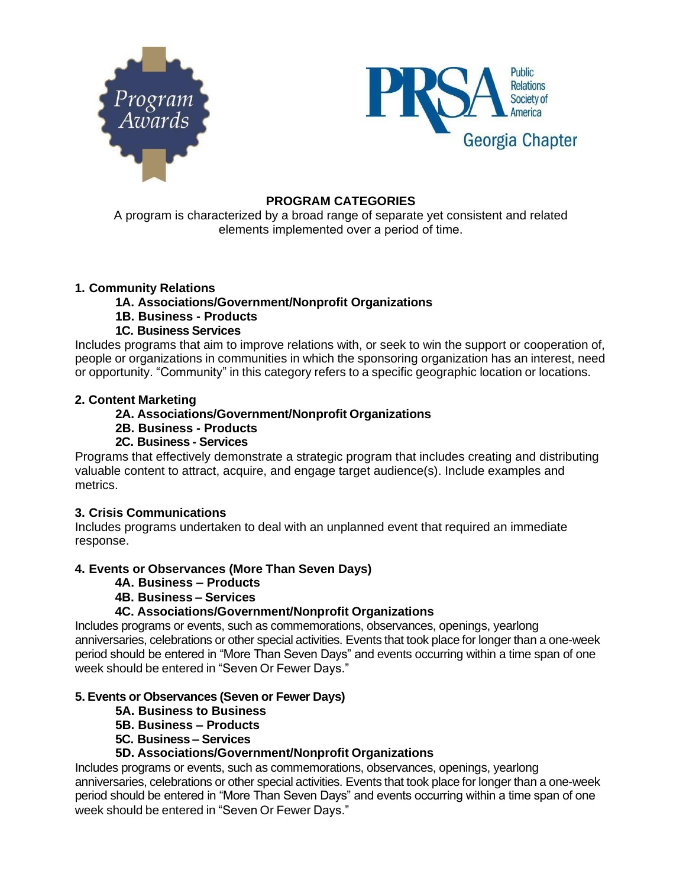Program Awards

PRSA Public Relations Society of America Georgia Chapter

## PROGRAM CATEGORIES

A program is characterized by a broad range of separate yet consistent and related elements implemented over a period of time.

### 1. Community Relations

- **1A. Associations/Government/Nonprofit Organizations**
- **1B. Business - Products**
- **1C. Business Services**

Includes programs that aim to improve relations with, or seek to win the support or cooperation of, people or organizations in communities in which the sponsoring organization has an interest, need or opportunity. “Community” in this category refers to a specific geographic location or locations.

### 2. Content Marketing

- **2A. Associations/Government/Nonprofit Organizations**
- **2B. Business - Products**
- **2C. Business - Services**

Programs that effectively demonstrate a strategic program that includes creating and distributing valuable content to attract, acquire, and engage target audience(s). Include examples and metrics.

### 3. Crisis Communications

Includes programs undertaken to deal with an unplanned event that required an immediate response.

### 4. Events or Observances (More Than Seven Days)

- **4A. Business – Products**
- **4B. Business – Services**
- **4C. Associations/Government/Nonprofit Organizations**

Includes programs or events, such as commemorations, observances, openings, yearlong anniversaries, celebrations or other special activities. Events that took place for longer than a one-week period should be entered in “More Than Seven Days” and events occurring within a time span of one week should be entered in “Seven Or Fewer Days.”

### 5. Events or Observances (Seven or Fewer Days)

- **5A. Business to Business**
- **5B. Business – Products**
- **5C. Business – Services**
- **5D. Associations/Government/Nonprofit Organizations**

Includes programs or events, such as commemorations, observances, openings, yearlong anniversaries, celebrations or other special activities. Events that took place for longer than a one-week period should be entered in “More Than Seven Days” and events occurring within a time span of one week should be entered in “Seven Or Fewer Days.”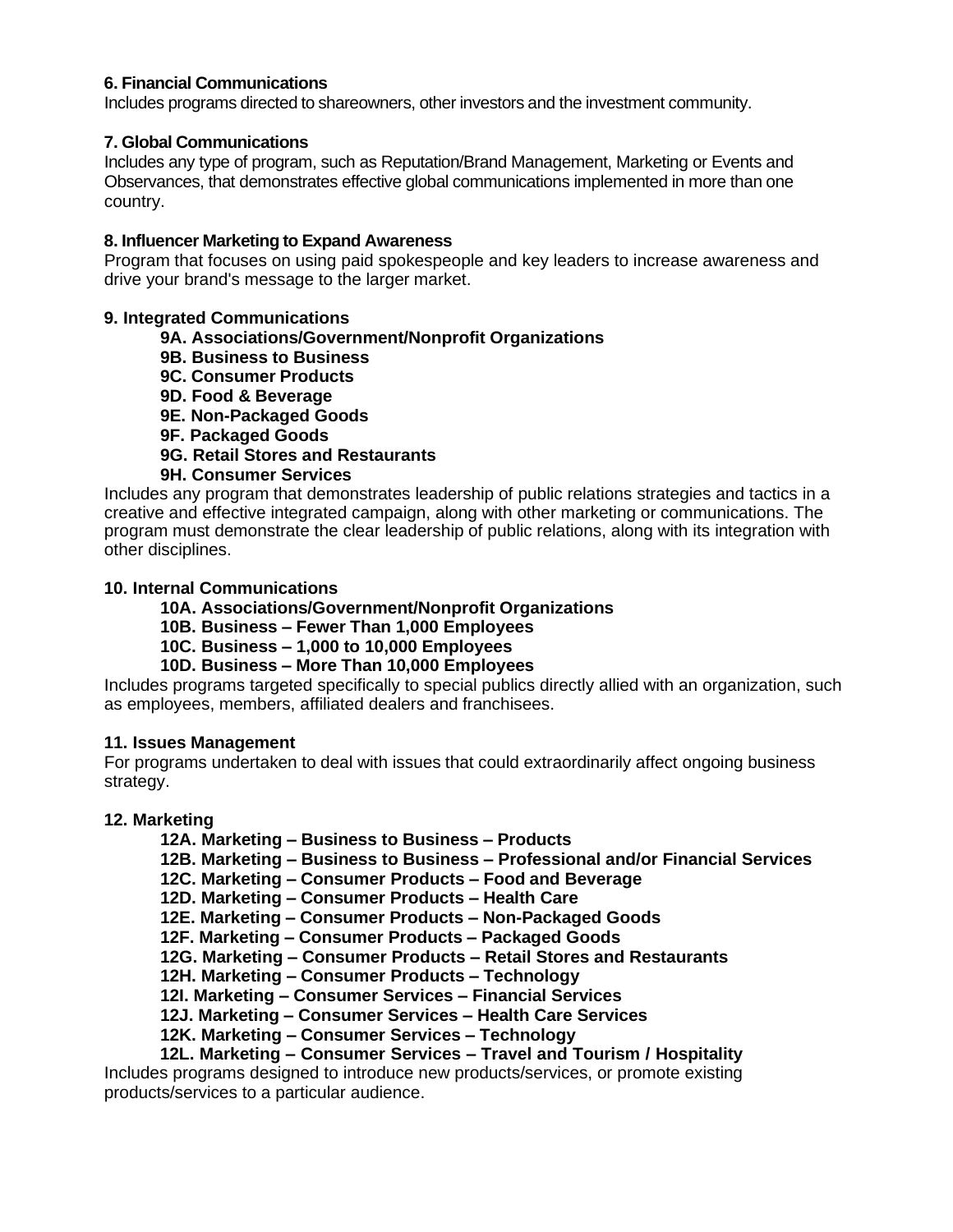**6. Financial Communications**

Includes programs directed to shareowners, other investors and the investment community.

**7. Global Communications**

Includes any type of program, such as Reputation/Brand Management, Marketing or Events and Observances, that demonstrates effective global communications implemented in more than one country.

**8. Influencer Marketing to Expand Awareness**

Program that focuses on using paid spokespeople and key leaders to increase awareness and drive your brand's message to the larger market.

**9. Integrated Communications**

- **9A. Associations/Government/Nonprofit Organizations**
- **9B. Business to Business**
- **9C. Consumer Products**
- **9D. Food & Beverage**
- **9E. Non-Packaged Goods**
- **9F. Packaged Goods**
- **9G. Retail Stores and Restaurants**
- **9H. Consumer Services**

Includes any program that demonstrates leadership of public relations strategies and tactics in a creative and effective integrated campaign, along with other marketing or communications. The program must demonstrate the clear leadership of public relations, along with its integration with other disciplines.

**10. Internal Communications**

- **10A. Associations/Government/Nonprofit Organizations**
- **10B. Business – Fewer Than 1,000 Employees**
- **10C. Business – 1,000 to 10,000 Employees**
- **10D. Business – More Than 10,000 Employees**

Includes programs targeted specifically to special publics directly allied with an organization, such as employees, members, affiliated dealers and franchisees.

**11. Issues Management**

For programs undertaken to deal with issues that could extraordinarily affect ongoing business strategy.

**12. Marketing**

- **12A. Marketing – Business to Business – Products**
- **12B. Marketing – Business to Business – Professional and/or Financial Services**
- **12C. Marketing – Consumer Products – Food and Beverage**
- **12D. Marketing – Consumer Products – Health Care**
- **12E. Marketing – Consumer Products – Non-Packaged Goods**
- **12F. Marketing – Consumer Products – Packaged Goods**
- **12G. Marketing – Consumer Products – Retail Stores and Restaurants**
- **12H. Marketing – Consumer Products – Technology**
- **12I. Marketing – Consumer Services – Financial Services**
- **12J. Marketing – Consumer Services – Health Care Services**
- **12K. Marketing – Consumer Services – Technology**
- **12L. Marketing – Consumer Services – Travel and Tourism / Hospitality**

Includes programs designed to introduce new products/services, or promote existing products/services to a particular audience.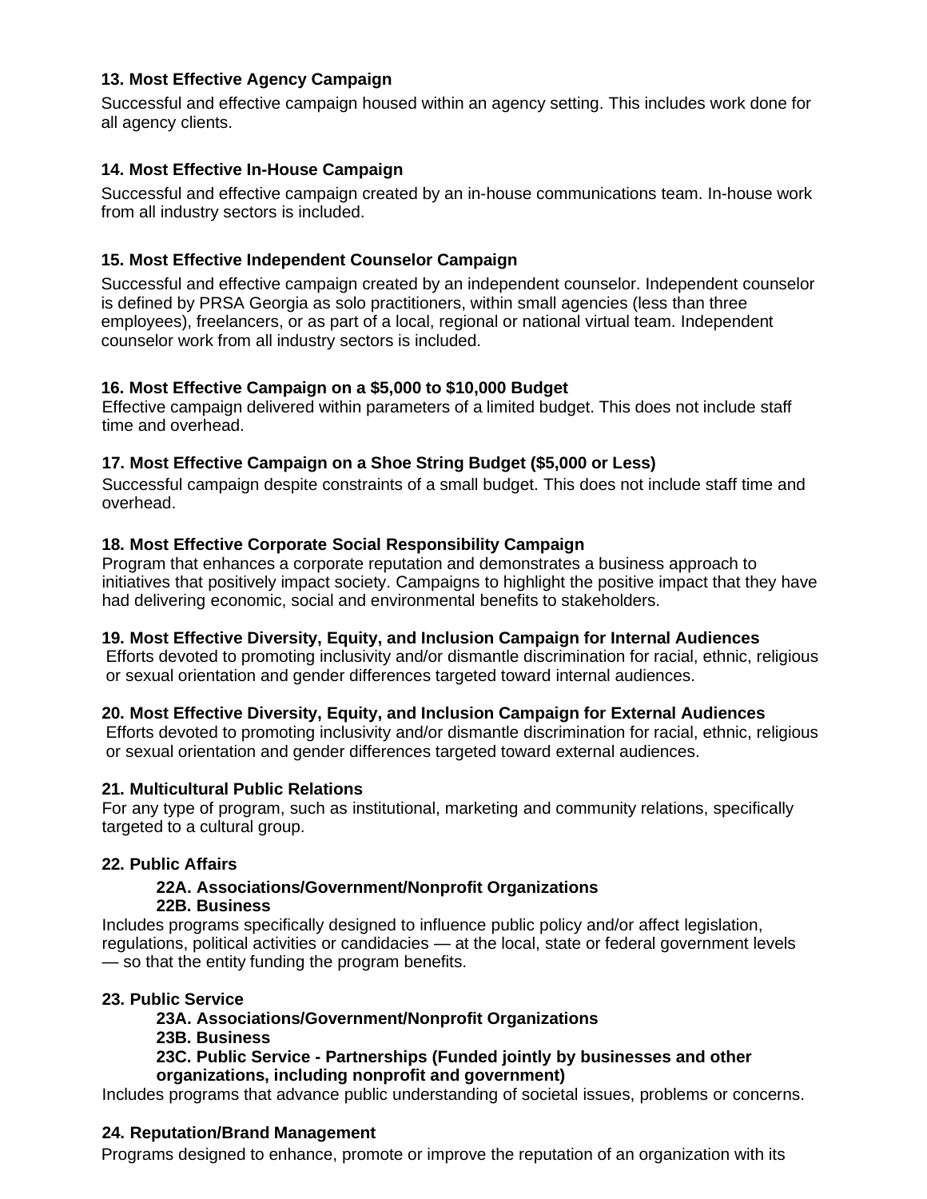**13. Most Effective Agency Campaign**

Successful and effective campaign housed within an agency setting. This includes work done for all agency clients.

**14. Most Effective In-House Campaign**

Successful and effective campaign created by an in-house communications team. In-house work from all industry sectors is included.

**15. Most Effective Independent Counselor Campaign**

Successful and effective campaign created by an independent counselor. Independent counselor is defined by PRSA Georgia as solo practitioners, within small agencies (less than three employees), freelancers, or as part of a local, regional or national virtual team. Independent counselor work from all industry sectors is included.

**16. Most Effective Campaign on a $5,000 to $10,000 Budget**

Effective campaign delivered within parameters of a limited budget. This does not include staff time and overhead.

**17. Most Effective Campaign on a Shoe String Budget ($5,000 or Less)**

Successful campaign despite constraints of a small budget. This does not include staff time and overhead.

**18. Most Effective Corporate Social Responsibility Campaign**

Program that enhances a corporate reputation and demonstrates a business approach to initiatives that positively impact society. Campaigns to highlight the positive impact that they have had delivering economic, social and environmental benefits to stakeholders.

**19. Most Effective Diversity, Equity, and Inclusion Campaign for Internal Audiences**

Efforts devoted to promoting inclusivity and/or dismantle discrimination for racial, ethnic, religious or sexual orientation and gender differences targeted toward internal audiences.

**20. Most Effective Diversity, Equity, and Inclusion Campaign for External Audiences**

Efforts devoted to promoting inclusivity and/or dismantle discrimination for racial, ethnic, religious or sexual orientation and gender differences targeted toward external audiences.

**21. Multicultural Public Relations**

For any type of program, such as institutional, marketing and community relations, specifically targeted to a cultural group.

**22. Public Affairs**

- **22A. Associations/Government/Nonprofit Organizations**
- **22B. Business**

Includes programs specifically designed to influence public policy and/or affect legislation, regulations, political activities or candidacies — at the local, state or federal government levels — so that the entity funding the program benefits.

**23. Public Service**

- **23A. Associations/Government/Nonprofit Organizations**
- **23B. Business**
- **23C. Public Service - Partnerships (Funded jointly by businesses and other organizations, including nonprofit and government)**

Includes programs that advance public understanding of societal issues, problems or concerns.

**24. Reputation/Brand Management**

Programs designed to enhance, promote or improve the reputation of an organization with its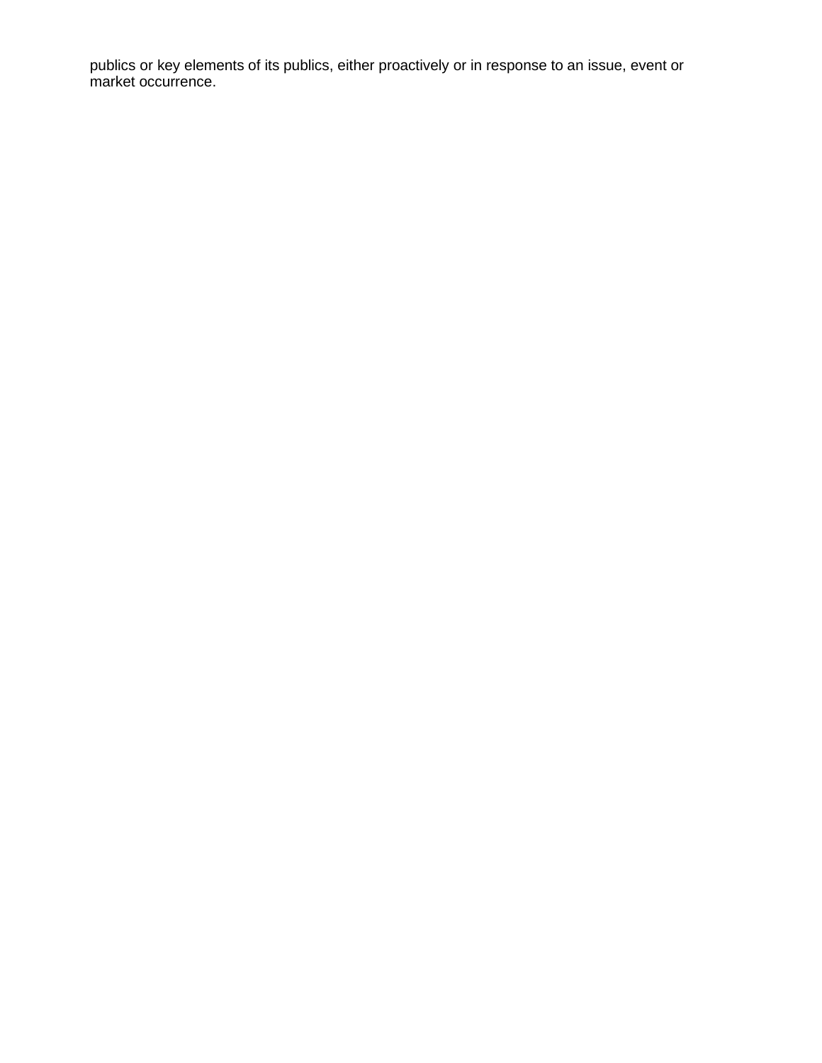publics or key elements of its publics, either proactively or in response to an issue, event or market occurrence.